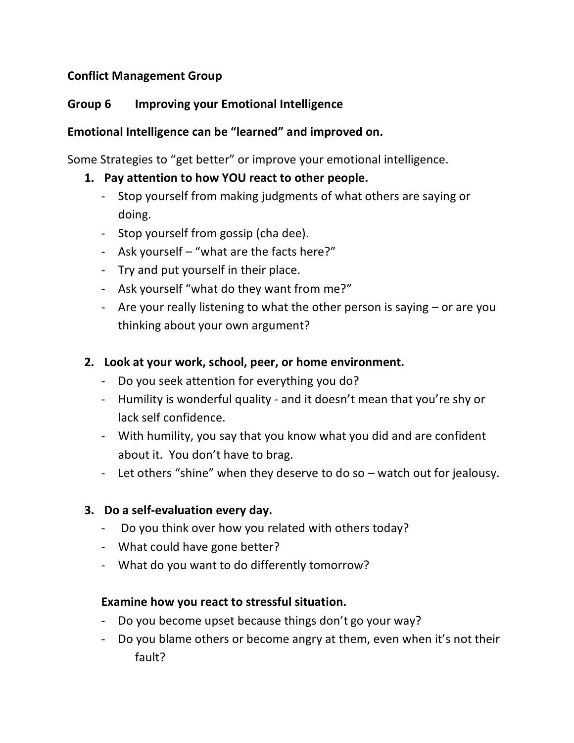**Conflict Management Group**

**Group 6 Improving your Emotional Intelligence**

**Emotional Intelligence can be "learned" and improved on.**

Some Strategies to "get better" or improve your emotional intelligence.

1. **Pay attention to how YOU react to other people.**
   - Stop yourself from making judgments of what others are saying or doing.
   - Stop yourself from gossip (cha dee).
   - Ask yourself – "what are the facts here?"
   - Try and put yourself in their place.
   - Ask yourself "what do they want from me?"
   - Are your really listening to what the other person is saying – or are you thinking about your own argument?

2. **Look at your work, school, peer, or home environment.**
   - Do you seek attention for everything you do?
   - Humility is wonderful quality - and it doesn't mean that you're shy or lack self confidence.
   - With humility, you say that you know what you did and are confident about it. You don't have to brag.
   - Let others "shine" when they deserve to do so – watch out for jealousy.

3. **Do a self-evaluation every day.**
   - Do you think over how you related with others today?
   - What could have gone better?
   - What do you want to do differently tomorrow?

   **Examine how you react to stressful situation.**
   - Do you become upset because things don't go your way?
   - Do you blame others or become angry at them, even when it's not their fault?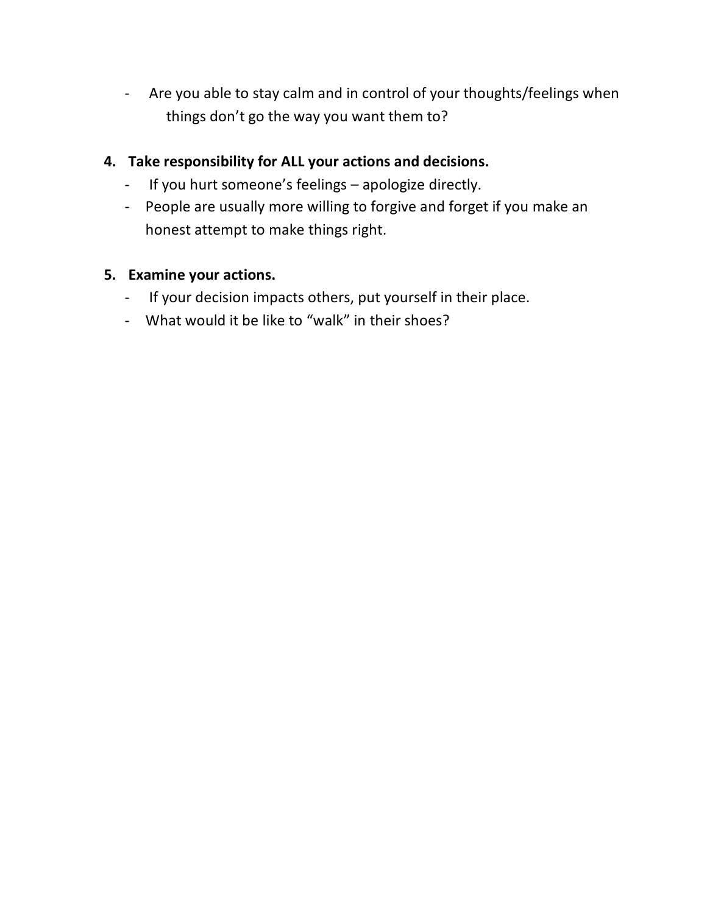- Are you able to stay calm and in control of your thoughts/feelings when things don't go the way you want them to?

4. **Take responsibility for ALL your actions and decisions.**
   - If you hurt someone's feelings – apologize directly.
   - People are usually more willing to forgive and forget if you make an honest attempt to make things right.

5. **Examine your actions.**
   - If your decision impacts others, put yourself in their place.
   - What would it be like to "walk" in their shoes?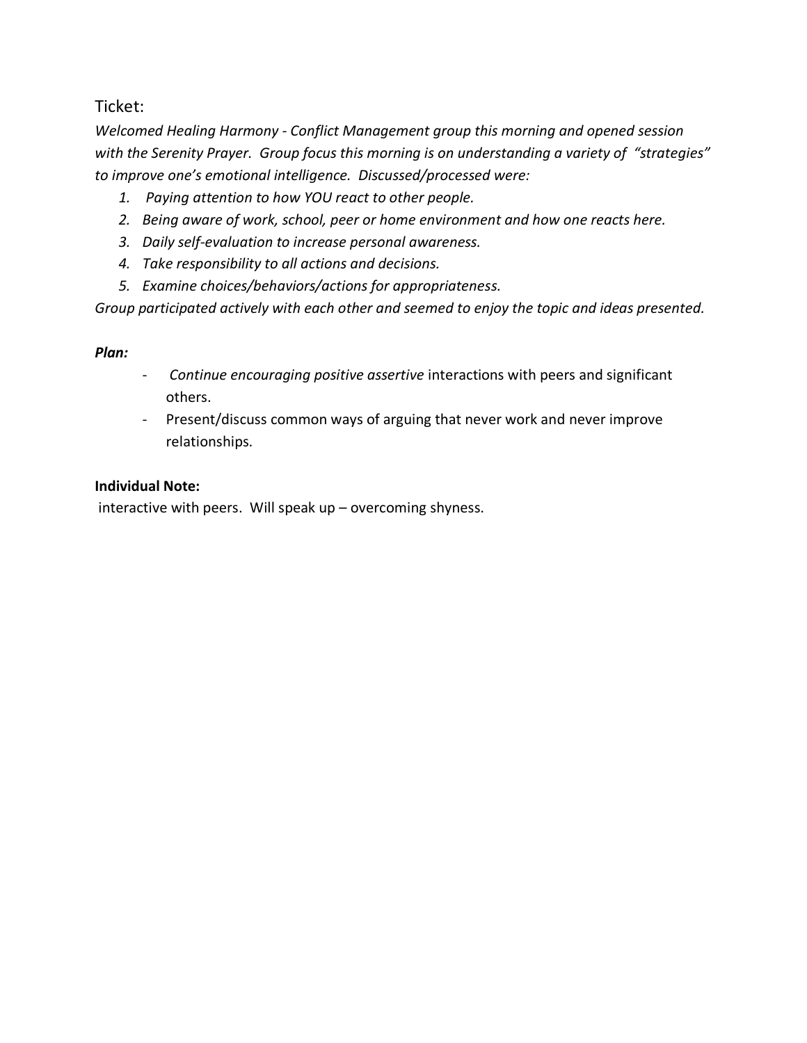Ticket:

*Welcomed Healing Harmony - Conflict Management group this morning and opened session with the Serenity Prayer. Group focus this morning is on understanding a variety of "strategies" to improve one's emotional intelligence. Discussed/processed were:*

1. *Paying attention to how YOU react to other people.*
2. *Being aware of work, school, peer or home environment and how one reacts here.*
3. *Daily self-evaluation to increase personal awareness.*
4. *Take responsibility to all actions and decisions.*
5. *Examine choices/behaviors/actions for appropriateness.*

*Group participated actively with each other and seemed to enjoy the topic and ideas presented.*

***Plan:***

- *Continue encouraging positive assertive* interactions with peers and significant others.
- Present/discuss common ways of arguing that never work and never improve relationships.

**Individual Note:**

interactive with peers. Will speak up – overcoming shyness.